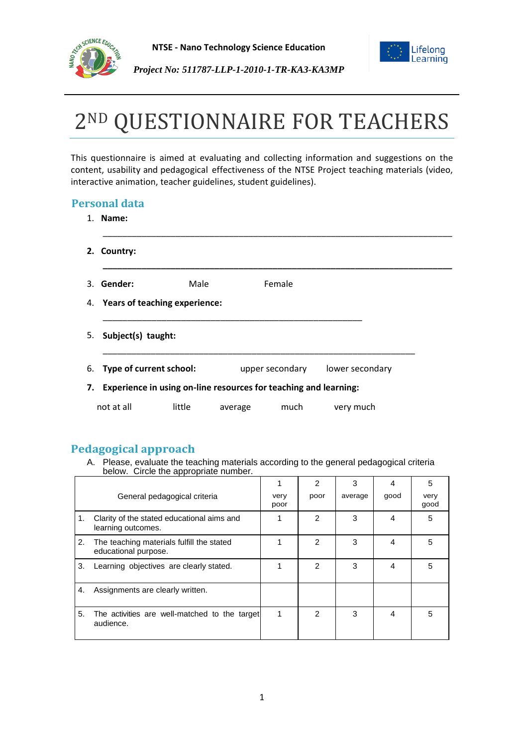NTSE - Nano Technology Science Education

*Project No: 511787-LLP-1-2010-1-TR-KA3-KA3MP*

# 2ND QUESTIONNAIRE FOR TEACHERS

This questionnaire is aimed at evaluating and collecting information and suggestions on the content, usability and pedagogical effectiveness of the NTSE Project teaching materials (video, interactive animation, teacher guidelines, student guidelines).

## Personal data

1. **Name:**

   ________________________________________________________________________

2. **Country:**

   ________________________________________________________________________

3. **Gender:** Male Female

4. **Years of teaching experience:**

   ______________________________________________________

5. **Subject(s) taught:**

   _________________________________________________________________

6. **Type of current school:** upper secondary lower secondary

7. **Experience in using on-line resources for teaching and learning:**

   not at all little average much very much

## Pedagogical approach

A. Please, evaluate the teaching materials according to the general pedagogical criteria below. Circle the appropriate number.

| General pedagogical criteria | 1 very poor | 2 poor | 3 average | 4 good | 5 very good |
|---|---|---|---|---|---|
| 1. Clarity of the stated educational aims and learning outcomes. | 1 | 2 | 3 | 4 | 5 |
| 2. The teaching materials fulfill the stated educational purpose. | 1 | 2 | 3 | 4 | 5 |
| 3. Learning objectives are clearly stated. | 1 | 2 | 3 | 4 | 5 |
| 4. Assignments are clearly written. | | | | | |
| 5. The activities are well-matched to the target audience. | 1 | 2 | 3 | 4 | 5 |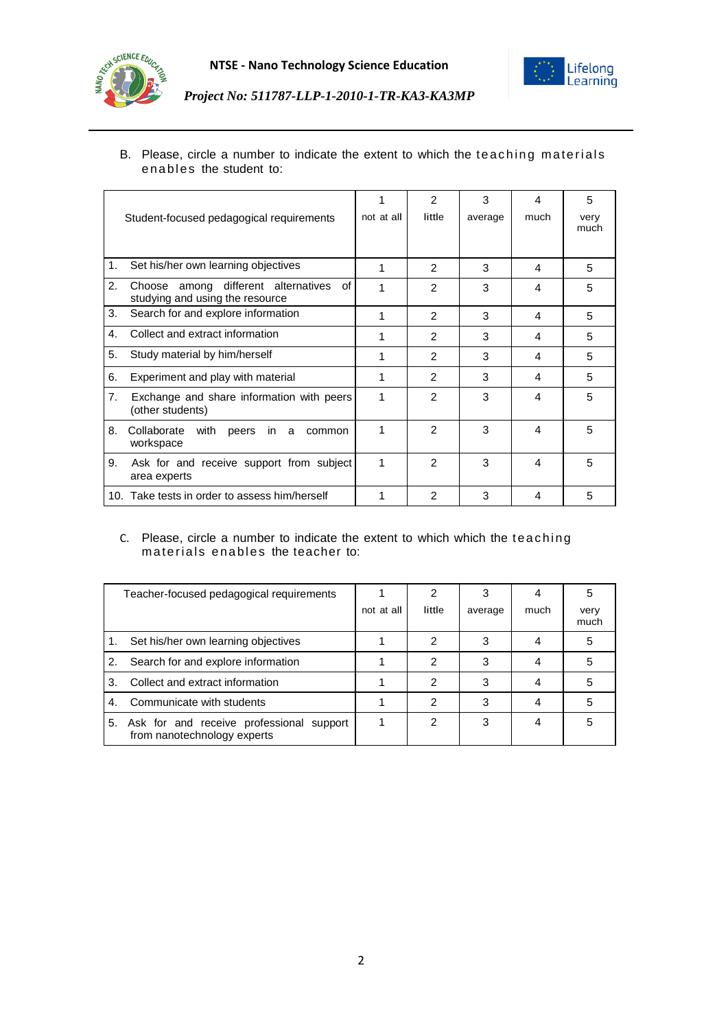B. Please, circle a number to indicate the extent to which the teaching materials enables the student to:

| Student-focused pedagogical requirements | 1 not at all | 2 little | 3 average | 4 much | 5 very much |
|---|---|---|---|---|---|
| 1. Set his/her own learning objectives | 1 | 2 | 3 | 4 | 5 |
| 2. Choose among different alternatives of studying and using the resource | 1 | 2 | 3 | 4 | 5 |
| 3. Search for and explore information | 1 | 2 | 3 | 4 | 5 |
| 4. Collect and extract information | 1 | 2 | 3 | 4 | 5 |
| 5. Study material by him/herself | 1 | 2 | 3 | 4 | 5 |
| 6. Experiment and play with material | 1 | 2 | 3 | 4 | 5 |
| 7. Exchange and share information with peers (other students) | 1 | 2 | 3 | 4 | 5 |
| 8. Collaborate with peers in a common workspace | 1 | 2 | 3 | 4 | 5 |
| 9. Ask for and receive support from subject area experts | 1 | 2 | 3 | 4 | 5 |
| 10. Take tests in order to assess him/herself | 1 | 2 | 3 | 4 | 5 |

C. Please, circle a number to indicate the extent to which which the teaching materials enables the teacher to:

| Teacher-focused pedagogical requirements | 1 not at all | 2 little | 3 average | 4 much | 5 very much |
|---|---|---|---|---|---|
| 1. Set his/her own learning objectives | 1 | 2 | 3 | 4 | 5 |
| 2. Search for and explore information | 1 | 2 | 3 | 4 | 5 |
| 3. Collect and extract information | 1 | 2 | 3 | 4 | 5 |
| 4. Communicate with students | 1 | 2 | 3 | 4 | 5 |
| 5. Ask for and receive professional support from nanotechnology experts | 1 | 2 | 3 | 4 | 5 |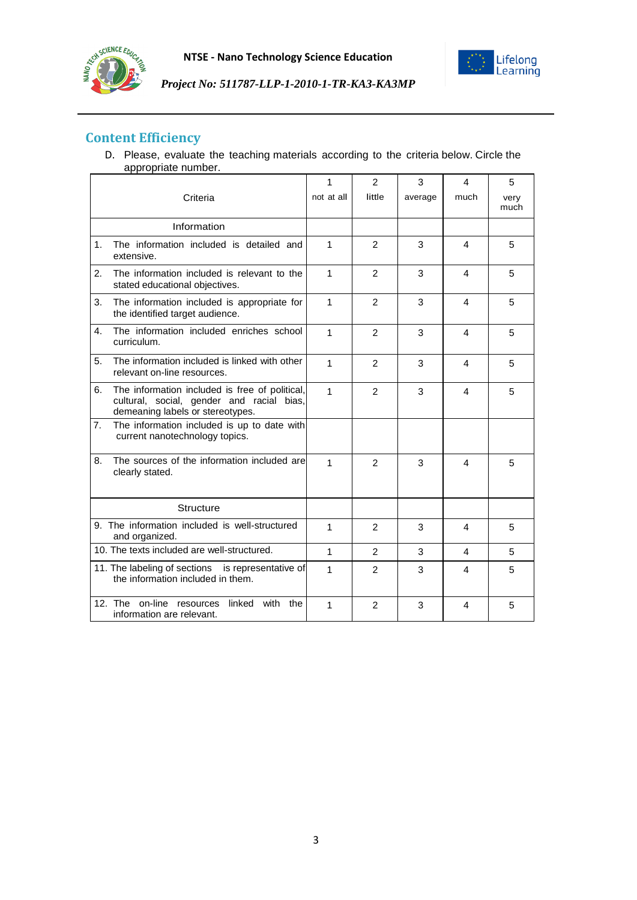## Content Efficiency

D. Please, evaluate the teaching materials according to the criteria below. Circle the appropriate number.

| Criteria | 1<br>not at all | 2<br>little | 3<br>average | 4<br>much | 5<br>very much |
|---|---|---|---|---|---|
| Information | | | | | |
| 1. The information included is detailed and extensive. | 1 | 2 | 3 | 4 | 5 |
| 2. The information included is relevant to the stated educational objectives. | 1 | 2 | 3 | 4 | 5 |
| 3. The information included is appropriate for the identified target audience. | 1 | 2 | 3 | 4 | 5 |
| 4. The information included enriches school curriculum. | 1 | 2 | 3 | 4 | 5 |
| 5. The information included is linked with other relevant on-line resources. | 1 | 2 | 3 | 4 | 5 |
| 6. The information included is free of political, cultural, social, gender and racial bias, demeaning labels or stereotypes. | 1 | 2 | 3 | 4 | 5 |
| 7. The information included is up to date with current nanotechnology topics. | | | | | |
| 8. The sources of the information included are clearly stated. | 1 | 2 | 3 | 4 | 5 |
| Structure | | | | | |
| 9. The information included is well-structured and organized. | 1 | 2 | 3 | 4 | 5 |
| 10. The texts included are well-structured. | 1 | 2 | 3 | 4 | 5 |
| 11. The labeling of sections is representative of the information included in them. | 1 | 2 | 3 | 4 | 5 |
| 12. The on-line resources linked with the information are relevant. | 1 | 2 | 3 | 4 | 5 |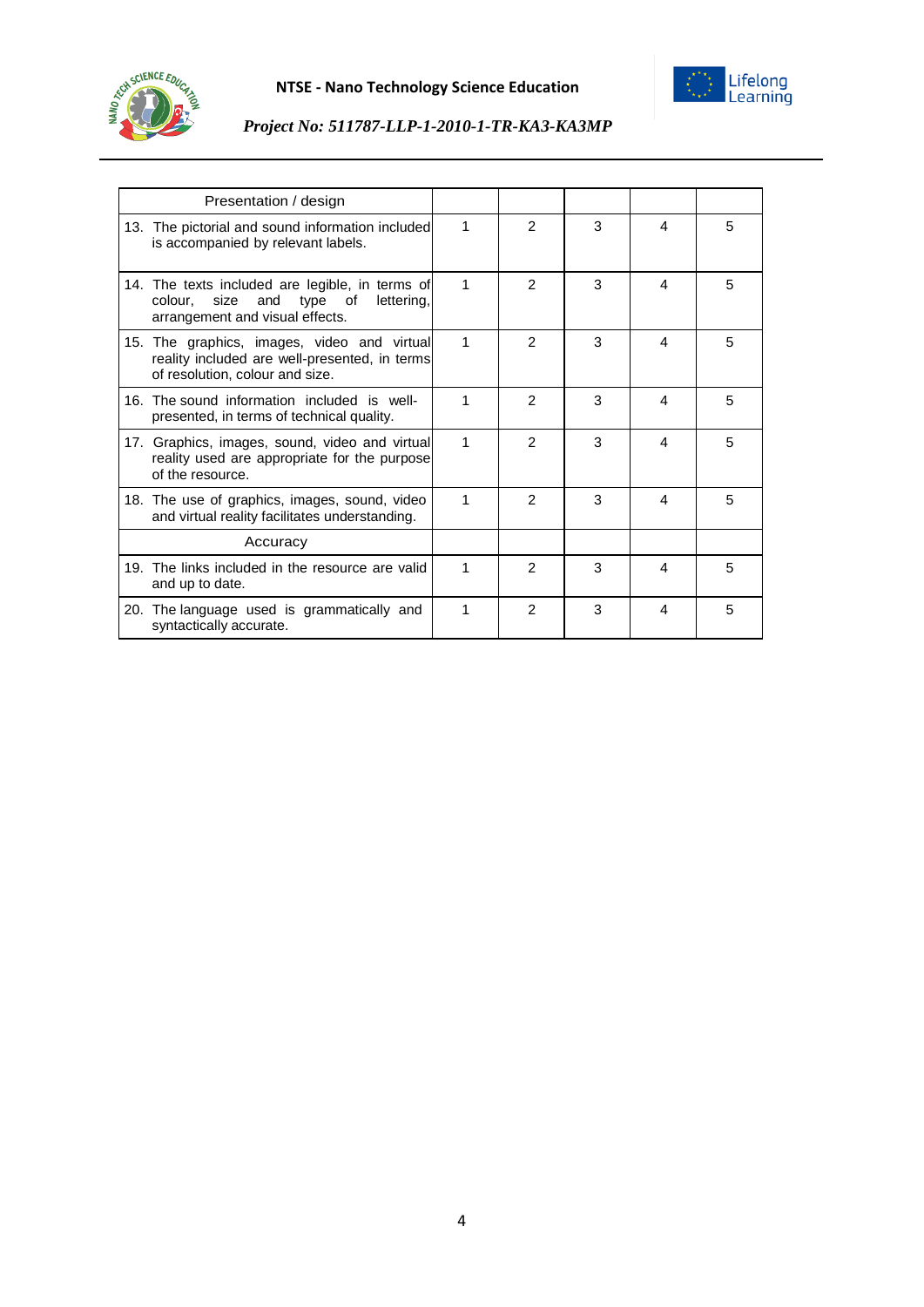| Presentation / design | | | | | |
|---|---|---|---|---|---|
| 13. The pictorial and sound information included is accompanied by relevant labels. | 1 | 2 | 3 | 4 | 5 |
| 14. The texts included are legible, in terms of colour, size and type of lettering, arrangement and visual effects. | 1 | 2 | 3 | 4 | 5 |
| 15. The graphics, images, video and virtual reality included are well-presented, in terms of resolution, colour and size. | 1 | 2 | 3 | 4 | 5 |
| 16. The sound information included is well-presented, in terms of technical quality. | 1 | 2 | 3 | 4 | 5 |
| 17. Graphics, images, sound, video and virtual reality used are appropriate for the purpose of the resource. | 1 | 2 | 3 | 4 | 5 |
| 18. The use of graphics, images, sound, video and virtual reality facilitates understanding. | 1 | 2 | 3 | 4 | 5 |
| Accuracy | | | | | |
| 19. The links included in the resource are valid and up to date. | 1 | 2 | 3 | 4 | 5 |
| 20. The language used is grammatically and syntactically accurate. | 1 | 2 | 3 | 4 | 5 |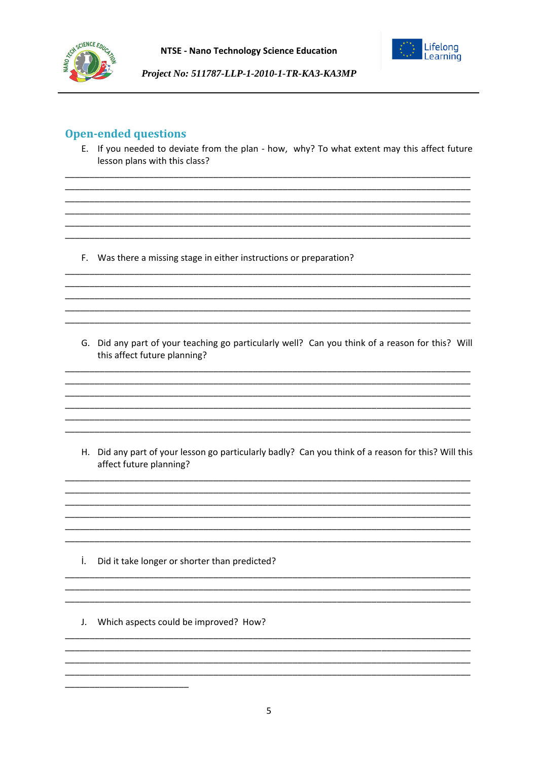## Open-ended questions

E. If you needed to deviate from the plan - how, why? To what extent may this affect future lesson plans with this class?

______________________________________________________________________________
______________________________________________________________________________
______________________________________________________________________________
______________________________________________________________________________
______________________________________________________________________________
______________________________________________________________________________

F. Was there a missing stage in either instructions or preparation?

______________________________________________________________________________
______________________________________________________________________________
______________________________________________________________________________
______________________________________________________________________________
______________________________________________________________________________

G. Did any part of your teaching go particularly well? Can you think of a reason for this? Will this affect future planning?

______________________________________________________________________________
______________________________________________________________________________
______________________________________________________________________________
______________________________________________________________________________
______________________________________________________________________________
______________________________________________________________________________

H. Did any part of your lesson go particularly badly? Can you think of a reason for this? Will this affect future planning?

______________________________________________________________________________
______________________________________________________________________________
______________________________________________________________________________
______________________________________________________________________________
______________________________________________________________________________
______________________________________________________________________________

İ. Did it take longer or shorter than predicted?

______________________________________________________________________________
______________________________________________________________________________
______________________________________________________________________________

J. Which aspects could be improved? How?

______________________________________________________________________________
______________________________________________________________________________
______________________________________________________________________________
______________________________________________________________________________
_________________________